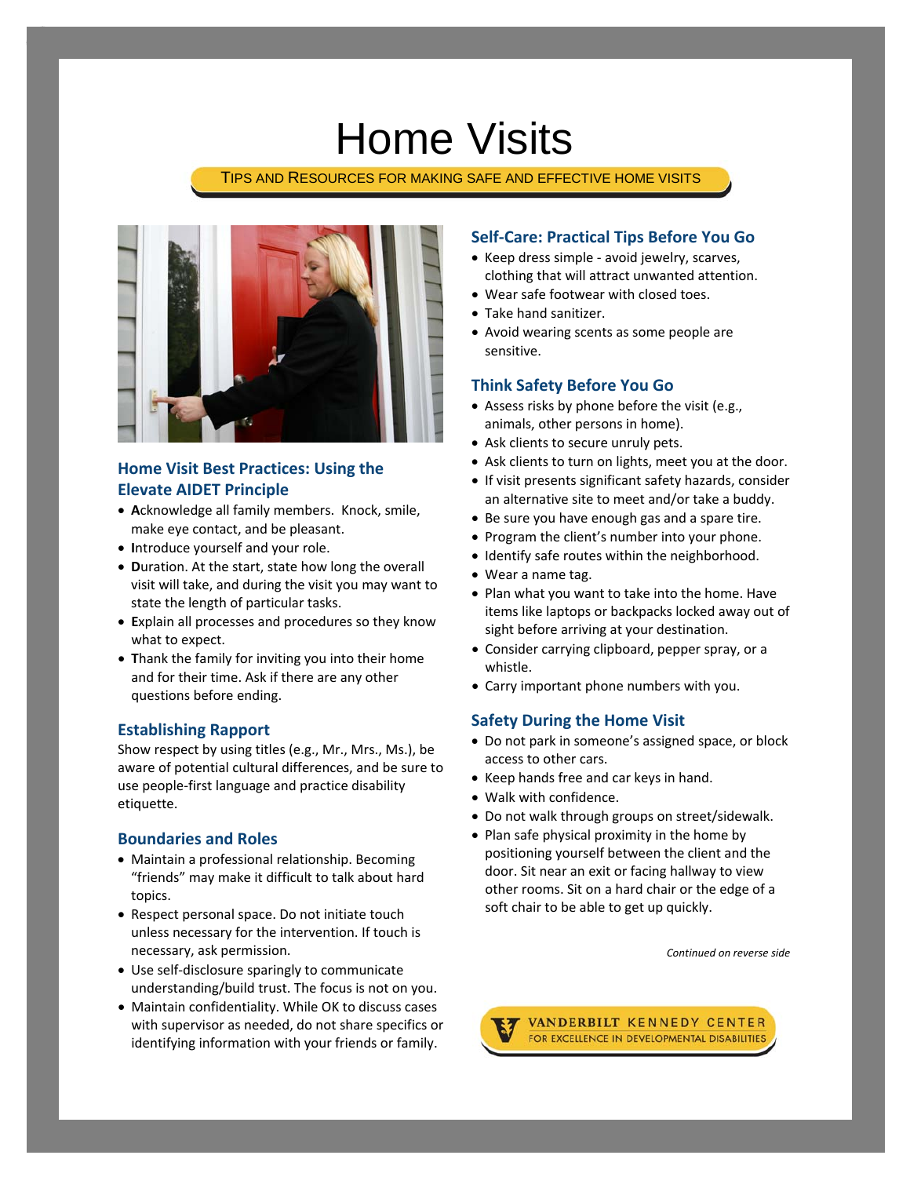# Home Visits

TIPS AND RESOURCES FOR MAKING SAFE AND EFFECTIVE HOME VISITS

## Home Visit Best Practices: Using the Elevate AIDET Principle

- **A**cknowledge all family members. Knock, smile, make eye contact, and be pleasant.
- **I**ntroduce yourself and your role.
- **D**uration. At the start, state how long the overall visit will take, and during the visit you may want to state the length of particular tasks.
- **E**xplain all processes and procedures so they know what to expect.
- **T**hank the family for inviting you into their home and for their time. Ask if there are any other questions before ending.

## Establishing Rapport

Show respect by using titles (e.g., Mr., Mrs., Ms.), be aware of potential cultural differences, and be sure to use people-first language and practice disability etiquette.

## Boundaries and Roles

- Maintain a professional relationship. Becoming "friends" may make it difficult to talk about hard topics.
- Respect personal space. Do not initiate touch unless necessary for the intervention. If touch is necessary, ask permission.
- Use self-disclosure sparingly to communicate understanding/build trust. The focus is not on you.
- Maintain confidentiality. While OK to discuss cases with supervisor as needed, do not share specifics or identifying information with your friends or family.

## Self-Care: Practical Tips Before You Go

- Keep dress simple - avoid jewelry, scarves, clothing that will attract unwanted attention.
- Wear safe footwear with closed toes.
- Take hand sanitizer.
- Avoid wearing scents as some people are sensitive.

## Think Safety Before You Go

- Assess risks by phone before the visit (e.g., animals, other persons in home).
- Ask clients to secure unruly pets.
- Ask clients to turn on lights, meet you at the door.
- If visit presents significant safety hazards, consider an alternative site to meet and/or take a buddy.
- Be sure you have enough gas and a spare tire.
- Program the client's number into your phone.
- Identify safe routes within the neighborhood.
- Wear a name tag.
- Plan what you want to take into the home. Have items like laptops or backpacks locked away out of sight before arriving at your destination.
- Consider carrying clipboard, pepper spray, or a whistle.
- Carry important phone numbers with you.

## Safety During the Home Visit

- Do not park in someone's assigned space, or block access to other cars.
- Keep hands free and car keys in hand.
- Walk with confidence.
- Do not walk through groups on street/sidewalk.
- Plan safe physical proximity in the home by positioning yourself between the client and the door. Sit near an exit or facing hallway to view other rooms. Sit on a hard chair or the edge of a soft chair to be able to get up quickly.

*Continued on reverse side*

VANDERBILT KENNEDY CENTER
FOR EXCELLENCE IN DEVELOPMENTAL DISABILITIES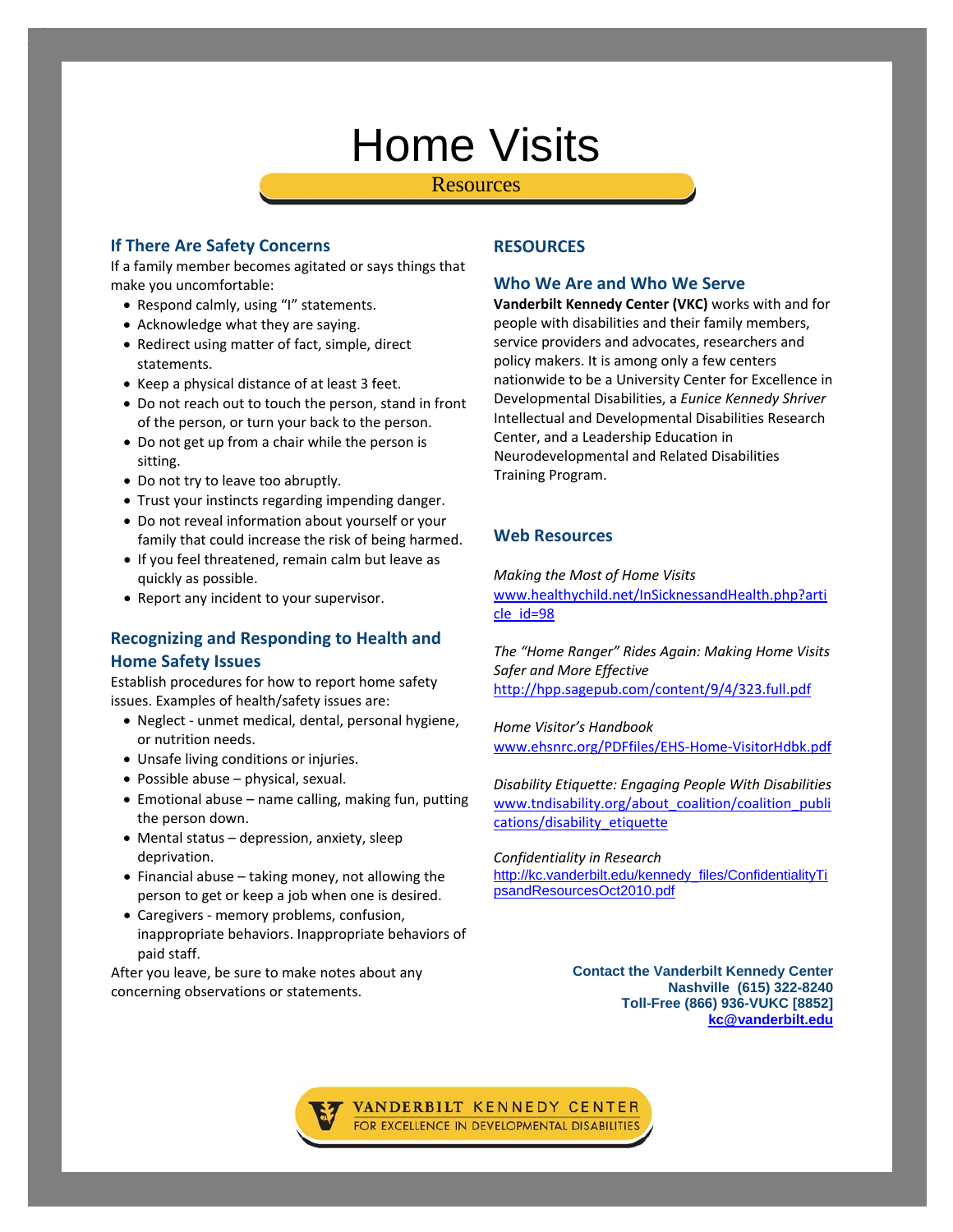# Home Visits

Resources

## If There Are Safety Concerns

If a family member becomes agitated or says things that make you uncomfortable:

- Respond calmly, using "I" statements.
- Acknowledge what they are saying.
- Redirect using matter of fact, simple, direct statements.
- Keep a physical distance of at least 3 feet.
- Do not reach out to touch the person, stand in front of the person, or turn your back to the person.
- Do not get up from a chair while the person is sitting.
- Do not try to leave too abruptly.
- Trust your instincts regarding impending danger.
- Do not reveal information about yourself or your family that could increase the risk of being harmed.
- If you feel threatened, remain calm but leave as quickly as possible.
- Report any incident to your supervisor.

## Recognizing and Responding to Health and Home Safety Issues

Establish procedures for how to report home safety issues. Examples of health/safety issues are:

- Neglect - unmet medical, dental, personal hygiene, or nutrition needs.
- Unsafe living conditions or injuries.
- Possible abuse – physical, sexual.
- Emotional abuse – name calling, making fun, putting the person down.
- Mental status – depression, anxiety, sleep deprivation.
- Financial abuse – taking money, not allowing the person to get or keep a job when one is desired.
- Caregivers - memory problems, confusion, inappropriate behaviors. Inappropriate behaviors of paid staff.

After you leave, be sure to make notes about any concerning observations or statements.

## RESOURCES

## Who We Are and Who We Serve

**Vanderbilt Kennedy Center (VKC)** works with and for people with disabilities and their family members, service providers and advocates, researchers and policy makers. It is among only a few centers nationwide to be a University Center for Excellence in Developmental Disabilities, a *Eunice Kennedy Shriver* Intellectual and Developmental Disabilities Research Center, and a Leadership Education in Neurodevelopmental and Related Disabilities Training Program.

## Web Resources

*Making the Most of Home Visits*
www.healthychild.net/InSicknessandHealth.php?article_id=98

*The "Home Ranger" Rides Again: Making Home Visits Safer and More Effective*
http://hpp.sagepub.com/content/9/4/323.full.pdf

*Home Visitor's Handbook*
www.ehsnrc.org/PDFfiles/EHS-Home-VisitorHdbk.pdf

*Disability Etiquette: Engaging People With Disabilities*
www.tndisability.org/about_coalition/coalition_publications/disability_etiquette

*Confidentiality in Research*
http://kc.vanderbilt.edu/kennedy_files/ConfidentialityTipsandResourcesOct2010.pdf

**Contact the Vanderbilt Kennedy Center**
**Nashville (615) 322-8240**
**Toll-Free (866) 936-VUKC [8852]**
**kc@vanderbilt.edu**

VANDERBILT KENNEDY CENTER
FOR EXCELLENCE IN DEVELOPMENTAL DISABILITIES